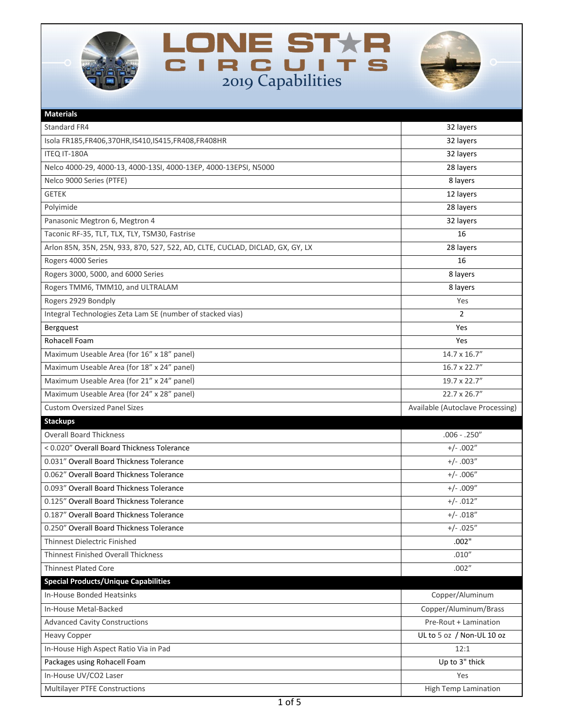# LONE STAR CIRCUITS

## 2019 Capabilities

| Materials | |
|---|---|
| Standard FR4 | 32 layers |
| Isola FR185,FR406,370HR,IS410,IS415,FR408,FR408HR | 32 layers |
| ITEQ IT-180A | 32 layers |
| Nelco 4000-29, 4000-13, 4000-13SI, 4000-13EP, 4000-13EPSI, N5000 | 28 layers |
| Nelco 9000 Series (PTFE) | 8 layers |
| GETEK | 12 layers |
| Polyimide | 28 layers |
| Panasonic Megtron 6, Megtron 4 | 32 layers |
| Taconic RF-35, TLT, TLX, TLY, TSM30, Fastrise | 16 |
| Arlon 85N, 35N, 25N, 933, 870, 527, 522, AD, CLTE, CUCLAD, DICLAD, GX, GY, LX | 28 layers |
| Rogers 4000 Series | 16 |
| Rogers 3000, 5000, and 6000 Series | 8 layers |
| Rogers TMM6, TMM10, and ULTRALAM | 8 layers |
| Rogers 2929 Bondply | Yes |
| Integral Technologies Zeta Lam SE (number of stacked vias) | 2 |
| Bergquest | Yes |
| Rohacell Foam | Yes |
| Maximum Useable Area (for 16" x 18" panel) | 14.7 x 16.7" |
| Maximum Useable Area (for 18" x 24" panel) | 16.7 x 22.7" |
| Maximum Useable Area (for 21" x 24" panel) | 19.7 x 22.7" |
| Maximum Useable Area (for 24" x 28" panel) | 22.7 x 26.7" |
| Custom Oversized Panel Sizes | Available (Autoclave Processing) |
| **Stackups** | |
| Overall Board Thickness | .006 - .250" |
| < 0.020" Overall Board Thickness Tolerance | +/- .002" |
| 0.031" Overall Board Thickness Tolerance | +/- .003" |
| 0.062" Overall Board Thickness Tolerance | +/- .006" |
| 0.093" Overall Board Thickness Tolerance | +/- .009" |
| 0.125" Overall Board Thickness Tolerance | +/- .012" |
| 0.187" Overall Board Thickness Tolerance | +/- .018" |
| 0.250" Overall Board Thickness Tolerance | +/- .025" |
| Thinnest Dielectric Finished | .002" |
| Thinnest Finished Overall Thickness | .010" |
| Thinnest Plated Core | .002" |
| **Special Products/Unique Capabilities** | |
| In-House Bonded Heatsinks | Copper/Aluminum |
| In-House Metal-Backed | Copper/Aluminum/Brass |
| Advanced Cavity Constructions | Pre-Rout + Lamination |
| Heavy Copper | UL to 5 oz / Non-UL 10 oz |
| In-House High Aspect Ratio Via in Pad | 12:1 |
| Packages using Rohacell Foam | Up to 3" thick |
| In-House UV/CO2 Laser | Yes |
| Multilayer PTFE Constructions | High Temp Lamination |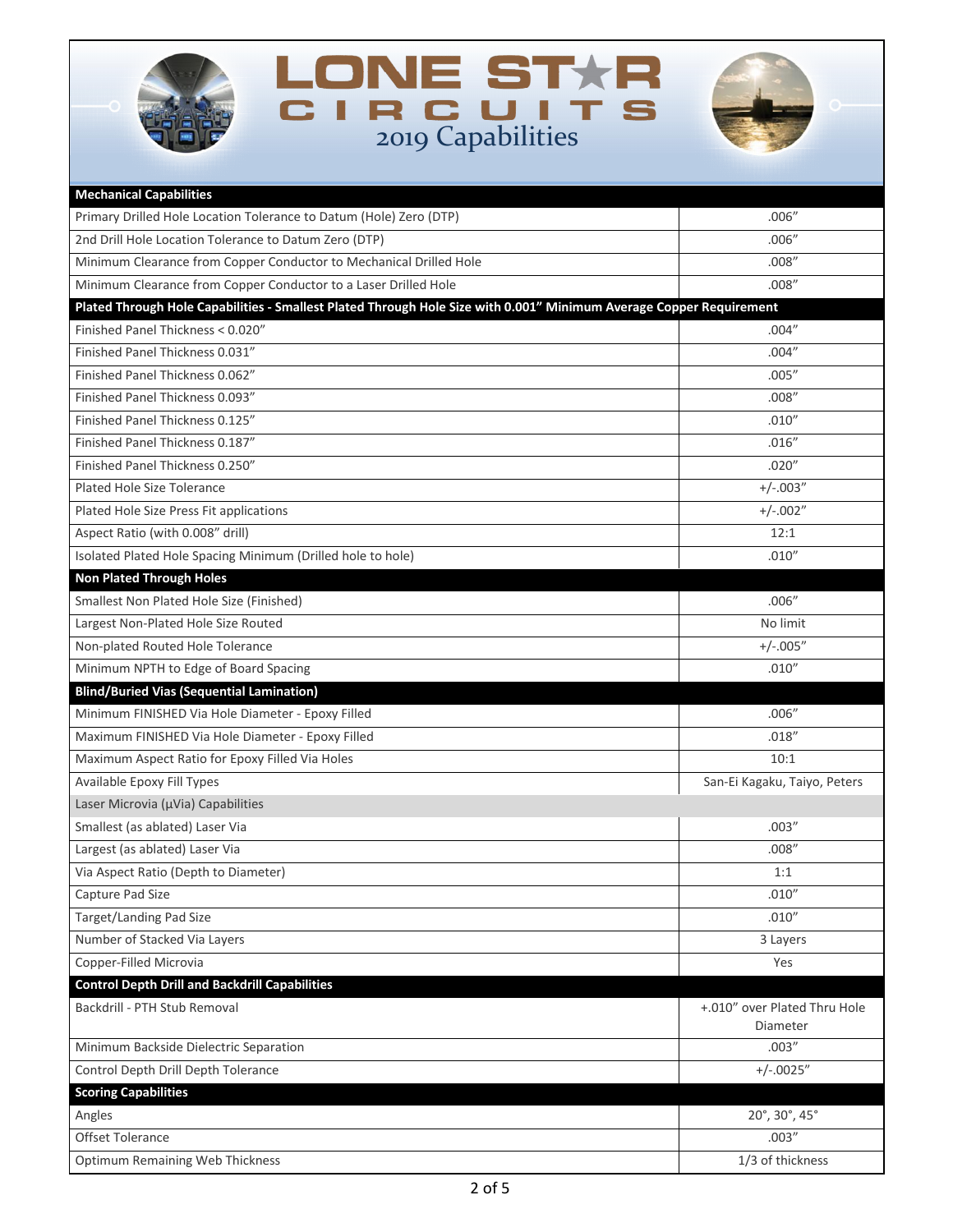# LONE STAR CIRCUITS

## 2019 Capabilities

| Mechanical Capabilities | |
|---|---|
| Primary Drilled Hole Location Tolerance to Datum (Hole) Zero (DTP) | .006″ |
| 2nd Drill Hole Location Tolerance to Datum Zero (DTP) | .006″ |
| Minimum Clearance from Copper Conductor to Mechanical Drilled Hole | .008″ |
| Minimum Clearance from Copper Conductor to a Laser Drilled Hole | .008″ |
| **Plated Through Hole Capabilities - Smallest Plated Through Hole Size with 0.001″ Minimum Average Copper Requirement** | |
| Finished Panel Thickness < 0.020″ | .004″ |
| Finished Panel Thickness 0.031″ | .004″ |
| Finished Panel Thickness 0.062″ | .005″ |
| Finished Panel Thickness 0.093″ | .008″ |
| Finished Panel Thickness 0.125″ | .010″ |
| Finished Panel Thickness 0.187″ | .016″ |
| Finished Panel Thickness 0.250″ | .020″ |
| Plated Hole Size Tolerance | +/-.003″ |
| Plated Hole Size Press Fit applications | +/-.002″ |
| Aspect Ratio (with 0.008″ drill) | 12:1 |
| Isolated Plated Hole Spacing Minimum (Drilled hole to hole) | .010″ |
| **Non Plated Through Holes** | |
| Smallest Non Plated Hole Size (Finished) | .006″ |
| Largest Non-Plated Hole Size Routed | No limit |
| Non-plated Routed Hole Tolerance | +/-.005″ |
| Minimum NPTH to Edge of Board Spacing | .010″ |
| **Blind/Buried Vias (Sequential Lamination)** | |
| Minimum FINISHED Via Hole Diameter - Epoxy Filled | .006″ |
| Maximum FINISHED Via Hole Diameter - Epoxy Filled | .018″ |
| Maximum Aspect Ratio for Epoxy Filled Via Holes | 10:1 |
| Available Epoxy Fill Types | San-Ei Kagaku, Taiyo, Peters |
| Laser Microvia (µVia) Capabilities | |
| Smallest (as ablated) Laser Via | .003″ |
| Largest (as ablated) Laser Via | .008″ |
| Via Aspect Ratio (Depth to Diameter) | 1:1 |
| Capture Pad Size | .010″ |
| Target/Landing Pad Size | .010″ |
| Number of Stacked Via Layers | 3 Layers |
| Copper-Filled Microvia | Yes |
| **Control Depth Drill and Backdrill Capabilities** | |
| Backdrill - PTH Stub Removal | +.010″ over Plated Thru Hole Diameter |
| Minimum Backside Dielectric Separation | .003″ |
| Control Depth Drill Depth Tolerance | +/-.0025″ |
| **Scoring Capabilities** | |
| Angles | 20°, 30°, 45° |
| Offset Tolerance | .003″ |
| Optimum Remaining Web Thickness | 1/3 of thickness |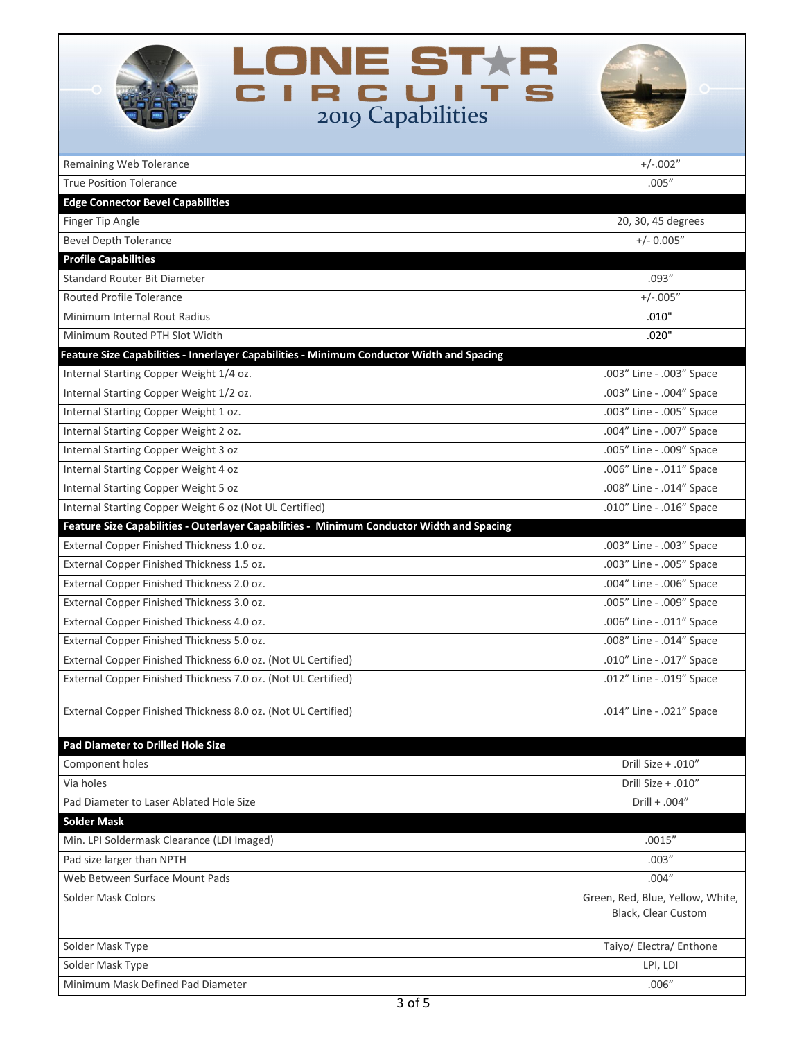# LONE STAR CIRCUITS

## 2019 Capabilities

| | |
|---|---|
| Remaining Web Tolerance | +/-.002" |
| True Position Tolerance | .005" |
| **Edge Connector Bevel Capabilities** | |
| Finger Tip Angle | 20, 30, 45 degrees |
| Bevel Depth Tolerance | +/- 0.005" |
| **Profile Capabilities** | |
| Standard Router Bit Diameter | .093" |
| Routed Profile Tolerance | +/-.005" |
| Minimum Internal Rout Radius | .010" |
| Minimum Routed PTH Slot Width | .020" |
| **Feature Size Capabilities - Innerlayer Capabilities - Minimum Conductor Width and Spacing** | |
| Internal Starting Copper Weight 1/4 oz. | .003" Line - .003" Space |
| Internal Starting Copper Weight 1/2 oz. | .003" Line - .004" Space |
| Internal Starting Copper Weight 1 oz. | .003" Line - .005" Space |
| Internal Starting Copper Weight 2 oz. | .004" Line - .007" Space |
| Internal Starting Copper Weight 3 oz | .005" Line - .009" Space |
| Internal Starting Copper Weight 4 oz | .006" Line - .011" Space |
| Internal Starting Copper Weight 5 oz | .008" Line - .014" Space |
| Internal Starting Copper Weight 6 oz (Not UL Certified) | .010" Line - .016" Space |
| **Feature Size Capabilities - Outerlayer Capabilities - Minimum Conductor Width and Spacing** | |
| External Copper Finished Thickness 1.0 oz. | .003" Line - .003" Space |
| External Copper Finished Thickness 1.5 oz. | .003" Line - .005" Space |
| External Copper Finished Thickness 2.0 oz. | .004" Line - .006" Space |
| External Copper Finished Thickness 3.0 oz. | .005" Line - .009" Space |
| External Copper Finished Thickness 4.0 oz. | .006" Line - .011" Space |
| External Copper Finished Thickness 5.0 oz. | .008" Line - .014" Space |
| External Copper Finished Thickness 6.0 oz. (Not UL Certified) | .010" Line - .017" Space |
| External Copper Finished Thickness 7.0 oz. (Not UL Certified) | .012" Line - .019" Space |
| External Copper Finished Thickness 8.0 oz. (Not UL Certified) | .014" Line - .021" Space |
| **Pad Diameter to Drilled Hole Size** | |
| Component holes | Drill Size + .010" |
| Via holes | Drill Size + .010" |
| Pad Diameter to Laser Ablated Hole Size | Drill + .004" |
| **Solder Mask** | |
| Min. LPI Soldermask Clearance (LDI Imaged) | .0015" |
| Pad size larger than NPTH | .003" |
| Web Between Surface Mount Pads | .004" |
| Solder Mask Colors | Green, Red, Blue, Yellow, White, Black, Clear Custom |
| Solder Mask Type | Taiyo/ Electra/ Enthone |
| Solder Mask Type | LPI, LDI |
| Minimum Mask Defined Pad Diameter | .006" |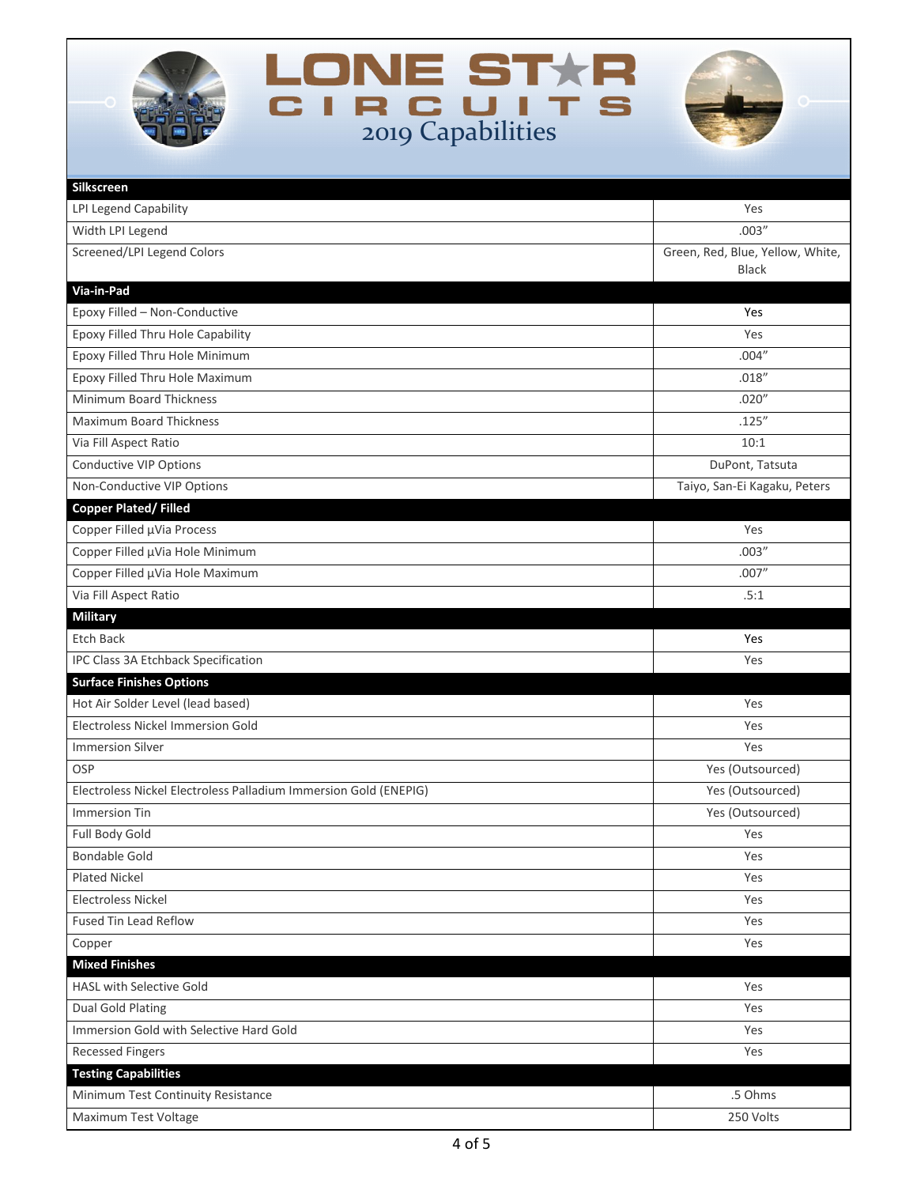# LONE STAR CIRCUITS

## 2019 Capabilities

| | |
|---|---|
| **Silkscreen** | |
| LPI Legend Capability | Yes |
| Width LPI Legend | .003" |
| Screened/LPI Legend Colors | Green, Red, Blue, Yellow, White, Black |
| **Via-in-Pad** | |
| Epoxy Filled – Non-Conductive | Yes |
| Epoxy Filled Thru Hole Capability | Yes |
| Epoxy Filled Thru Hole Minimum | .004" |
| Epoxy Filled Thru Hole Maximum | .018" |
| Minimum Board Thickness | .020" |
| Maximum Board Thickness | .125" |
| Via Fill Aspect Ratio | 10:1 |
| Conductive VIP Options | DuPont, Tatsuta |
| Non-Conductive VIP Options | Taiyo, San-Ei Kagaku, Peters |
| **Copper Plated/ Filled** | |
| Copper Filled µVia Process | Yes |
| Copper Filled µVia Hole Minimum | .003" |
| Copper Filled µVia Hole Maximum | .007" |
| Via Fill Aspect Ratio | .5:1 |
| **Military** | |
| Etch Back | Yes |
| IPC Class 3A Etchback Specification | Yes |
| **Surface Finishes Options** | |
| Hot Air Solder Level (lead based) | Yes |
| Electroless Nickel Immersion Gold | Yes |
| Immersion Silver | Yes |
| OSP | Yes (Outsourced) |
| Electroless Nickel Electroless Palladium Immersion Gold (ENEPIG) | Yes (Outsourced) |
| Immersion Tin | Yes (Outsourced) |
| Full Body Gold | Yes |
| Bondable Gold | Yes |
| Plated Nickel | Yes |
| Electroless Nickel | Yes |
| Fused Tin Lead Reflow | Yes |
| Copper | Yes |
| **Mixed Finishes** | |
| HASL with Selective Gold | Yes |
| Dual Gold Plating | Yes |
| Immersion Gold with Selective Hard Gold | Yes |
| Recessed Fingers | Yes |
| **Testing Capabilities** | |
| Minimum Test Continuity Resistance | .5 Ohms |
| Maximum Test Voltage | 250 Volts |